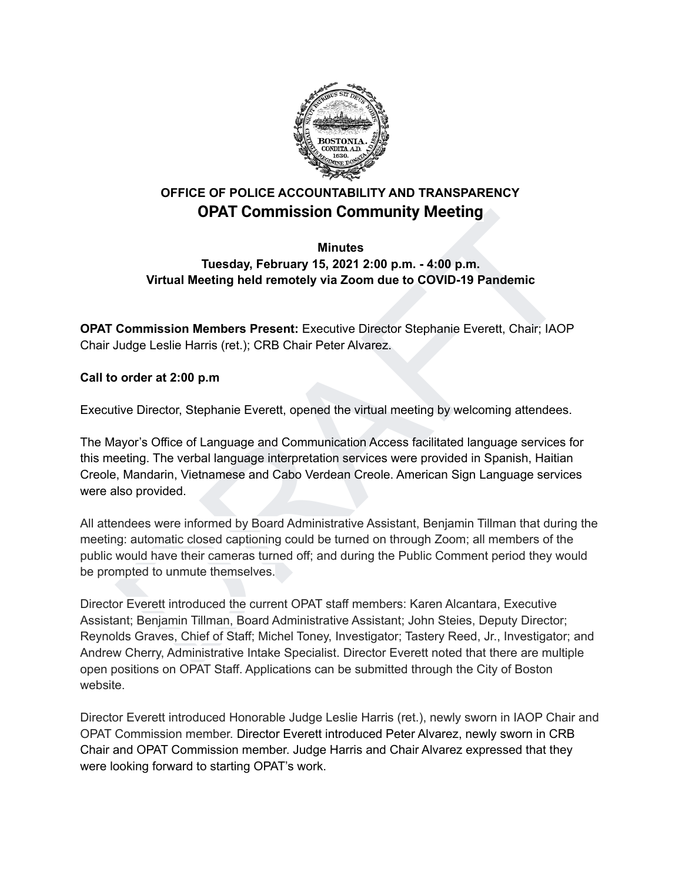# OFFICE OF POLICE ACCOUNTABILITY AND TRANSPARENCY

## OPAT Commission Community Meeting

**Minutes**

**Tuesday, February 15, 2021 2:00 p.m. - 4:00 p.m.**

**Virtual Meeting held remotely via Zoom due to COVID-19 Pandemic**

**OPAT Commission Members Present:** Executive Director Stephanie Everett, Chair; IAOP Chair Judge Leslie Harris (ret.); CRB Chair Peter Alvarez.

**Call to order at 2:00 p.m**

Executive Director, Stephanie Everett, opened the virtual meeting by welcoming attendees.

The Mayor's Office of Language and Communication Access facilitated language services for this meeting. The verbal language interpretation services were provided in Spanish, Haitian Creole, Mandarin, Vietnamese and Cabo Verdean Creole. American Sign Language services were also provided.

All attendees were informed by Board Administrative Assistant, Benjamin Tillman that during the meeting: automatic closed captioning could be turned on through Zoom; all members of the public would have their cameras turned off; and during the Public Comment period they would be prompted to unmute themselves.

Director Everett introduced the current OPAT staff members: Karen Alcantara, Executive Assistant; Benjamin Tillman, Board Administrative Assistant; John Steies, Deputy Director; Reynolds Graves, Chief of Staff; Michel Toney, Investigator; Tastery Reed, Jr., Investigator; and Andrew Cherry, Administrative Intake Specialist. Director Everett noted that there are multiple open positions on OPAT Staff. Applications can be submitted through the City of Boston website.

Director Everett introduced Honorable Judge Leslie Harris (ret.), newly sworn in IAOP Chair and OPAT Commission member. Director Everett introduced Peter Alvarez, newly sworn in CRB Chair and OPAT Commission member. Judge Harris and Chair Alvarez expressed that they were looking forward to starting OPAT's work.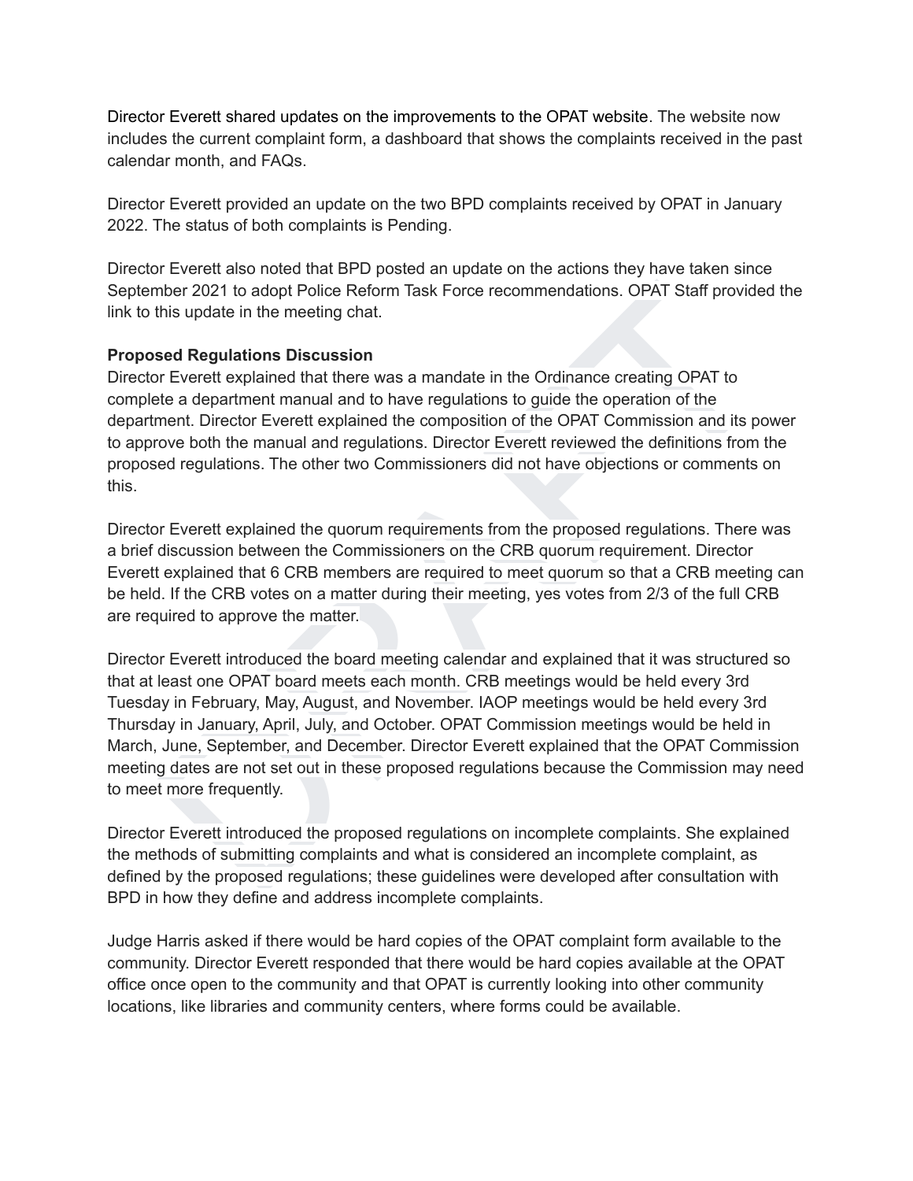Director Everett shared updates on the improvements to the OPAT website. The website now includes the current complaint form, a dashboard that shows the complaints received in the past calendar month, and FAQs.

Director Everett provided an update on the two BPD complaints received by OPAT in January 2022. The status of both complaints is Pending.

Director Everett also noted that BPD posted an update on the actions they have taken since September 2021 to adopt Police Reform Task Force recommendations. OPAT Staff provided the link to this update in the meeting chat.

**Proposed Regulations Discussion**
Director Everett explained that there was a mandate in the Ordinance creating OPAT to complete a department manual and to have regulations to guide the operation of the department. Director Everett explained the composition of the OPAT Commission and its power to approve both the manual and regulations. Director Everett reviewed the definitions from the proposed regulations. The other two Commissioners did not have objections or comments on this.

Director Everett explained the quorum requirements from the proposed regulations. There was a brief discussion between the Commissioners on the CRB quorum requirement. Director Everett explained that 6 CRB members are required to meet quorum so that a CRB meeting can be held. If the CRB votes on a matter during their meeting, yes votes from 2/3 of the full CRB are required to approve the matter.

Director Everett introduced the board meeting calendar and explained that it was structured so that at least one OPAT board meets each month. CRB meetings would be held every 3rd Tuesday in February, May, August, and November. IAOP meetings would be held every 3rd Thursday in January, April, July, and October. OPAT Commission meetings would be held in March, June, September, and December. Director Everett explained that the OPAT Commission meeting dates are not set out in these proposed regulations because the Commission may need to meet more frequently.

Director Everett introduced the proposed regulations on incomplete complaints. She explained the methods of submitting complaints and what is considered an incomplete complaint, as defined by the proposed regulations; these guidelines were developed after consultation with BPD in how they define and address incomplete complaints.

Judge Harris asked if there would be hard copies of the OPAT complaint form available to the community. Director Everett responded that there would be hard copies available at the OPAT office once open to the community and that OPAT is currently looking into other community locations, like libraries and community centers, where forms could be available.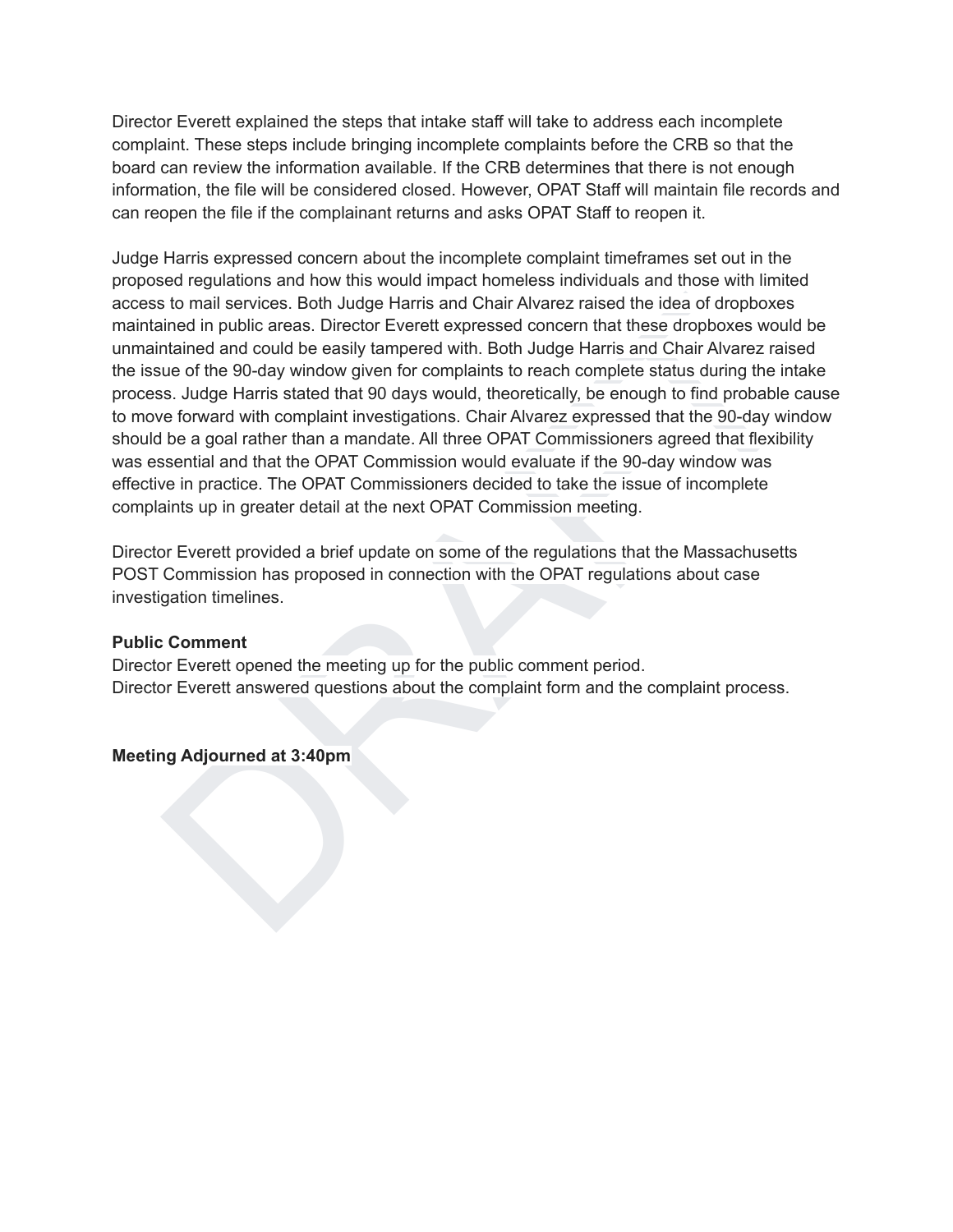Director Everett explained the steps that intake staff will take to address each incomplete complaint. These steps include bringing incomplete complaints before the CRB so that the board can review the information available. If the CRB determines that there is not enough information, the file will be considered closed. However, OPAT Staff will maintain file records and can reopen the file if the complainant returns and asks OPAT Staff to reopen it.

Judge Harris expressed concern about the incomplete complaint timeframes set out in the proposed regulations and how this would impact homeless individuals and those with limited access to mail services. Both Judge Harris and Chair Alvarez raised the idea of dropboxes maintained in public areas. Director Everett expressed concern that these dropboxes would be unmaintained and could be easily tampered with. Both Judge Harris and Chair Alvarez raised the issue of the 90-day window given for complaints to reach complete status during the intake process. Judge Harris stated that 90 days would, theoretically, be enough to find probable cause to move forward with complaint investigations. Chair Alvarez expressed that the 90-day window should be a goal rather than a mandate. All three OPAT Commissioners agreed that flexibility was essential and that the OPAT Commission would evaluate if the 90-day window was effective in practice. The OPAT Commissioners decided to take the issue of incomplete complaints up in greater detail at the next OPAT Commission meeting.

Director Everett provided a brief update on some of the regulations that the Massachusetts POST Commission has proposed in connection with the OPAT regulations about case investigation timelines.

**Public Comment**
Director Everett opened the meeting up for the public comment period.
Director Everett answered questions about the complaint form and the complaint process.

**Meeting Adjourned at 3:40pm**